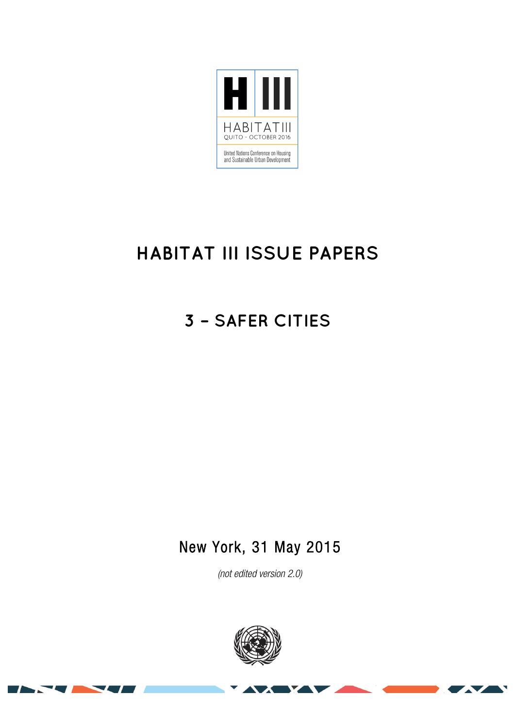H III

HABITAT III

QUITO - OCTOBER 2016

United Nations Conference on Housing and Sustainable Urban Development

# HABITAT III ISSUE PAPERS

## 3 – SAFER CITIES

New York, 31 May 2015

*(not edited version 2.0)*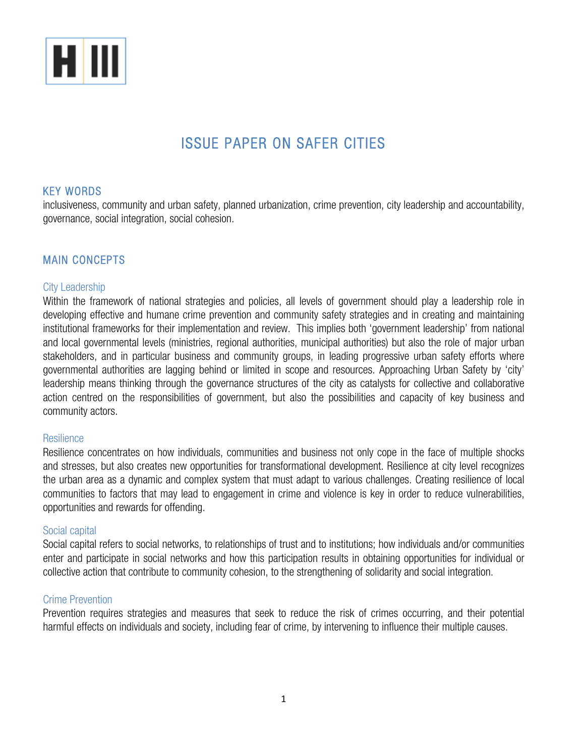# ISSUE PAPER ON SAFER CITIES

## KEY WORDS

inclusiveness, community and urban safety, planned urbanization, crime prevention, city leadership and accountability, governance, social integration, social cohesion.

## MAIN CONCEPTS

### City Leadership

Within the framework of national strategies and policies, all levels of government should play a leadership role in developing effective and humane crime prevention and community safety strategies and in creating and maintaining institutional frameworks for their implementation and review. This implies both 'government leadership' from national and local governmental levels (ministries, regional authorities, municipal authorities) but also the role of major urban stakeholders, and in particular business and community groups, in leading progressive urban safety efforts where governmental authorities are lagging behind or limited in scope and resources. Approaching Urban Safety by 'city' leadership means thinking through the governance structures of the city as catalysts for collective and collaborative action centred on the responsibilities of government, but also the possibilities and capacity of key business and community actors.

### Resilience

Resilience concentrates on how individuals, communities and business not only cope in the face of multiple shocks and stresses, but also creates new opportunities for transformational development. Resilience at city level recognizes the urban area as a dynamic and complex system that must adapt to various challenges. Creating resilience of local communities to factors that may lead to engagement in crime and violence is key in order to reduce vulnerabilities, opportunities and rewards for offending.

### Social capital

Social capital refers to social networks, to relationships of trust and to institutions; how individuals and/or communities enter and participate in social networks and how this participation results in obtaining opportunities for individual or collective action that contribute to community cohesion, to the strengthening of solidarity and social integration.

### Crime Prevention

Prevention requires strategies and measures that seek to reduce the risk of crimes occurring, and their potential harmful effects on individuals and society, including fear of crime, by intervening to influence their multiple causes.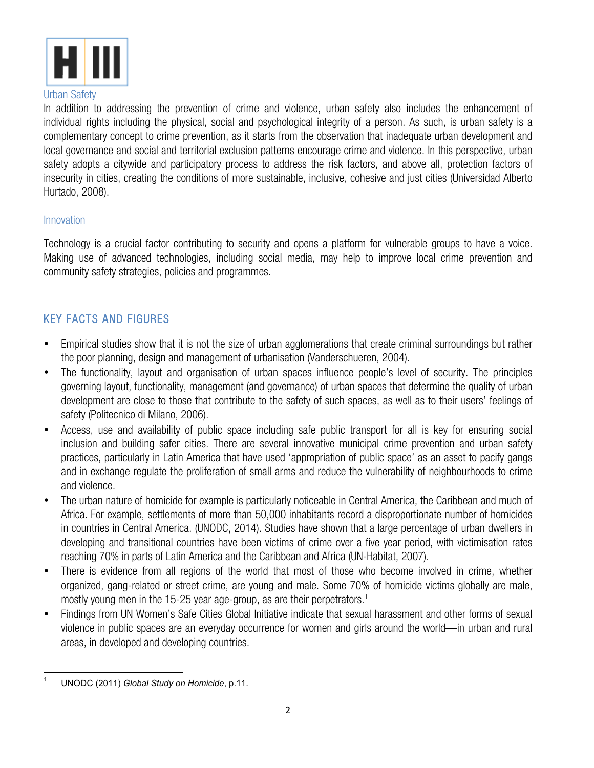## Urban Safety

In addition to addressing the prevention of crime and violence, urban safety also includes the enhancement of individual rights including the physical, social and psychological integrity of a person. As such, is urban safety is a complementary concept to crime prevention, as it starts from the observation that inadequate urban development and local governance and social and territorial exclusion patterns encourage crime and violence. In this perspective, urban safety adopts a citywide and participatory process to address the risk factors, and above all, protection factors of insecurity in cities, creating the conditions of more sustainable, inclusive, cohesive and just cities (Universidad Alberto Hurtado, 2008).

## Innovation

Technology is a crucial factor contributing to security and opens a platform for vulnerable groups to have a voice. Making use of advanced technologies, including social media, may help to improve local crime prevention and community safety strategies, policies and programmes.

## KEY FACTS AND FIGURES

- Empirical studies show that it is not the size of urban agglomerations that create criminal surroundings but rather the poor planning, design and management of urbanisation (Vanderschueren, 2004).
- The functionality, layout and organisation of urban spaces influence people's level of security. The principles governing layout, functionality, management (and governance) of urban spaces that determine the quality of urban development are close to those that contribute to the safety of such spaces, as well as to their users' feelings of safety (Politecnico di Milano, 2006).
- Access, use and availability of public space including safe public transport for all is key for ensuring social inclusion and building safer cities. There are several innovative municipal crime prevention and urban safety practices, particularly in Latin America that have used 'appropriation of public space' as an asset to pacify gangs and in exchange regulate the proliferation of small arms and reduce the vulnerability of neighbourhoods to crime and violence.
- The urban nature of homicide for example is particularly noticeable in Central America, the Caribbean and much of Africa. For example, settlements of more than 50,000 inhabitants record a disproportionate number of homicides in countries in Central America. (UNODC, 2014). Studies have shown that a large percentage of urban dwellers in developing and transitional countries have been victims of crime over a five year period, with victimisation rates reaching 70% in parts of Latin America and the Caribbean and Africa (UN-Habitat, 2007).
- There is evidence from all regions of the world that most of those who become involved in crime, whether organized, gang-related or street crime, are young and male. Some 70% of homicide victims globally are male, mostly young men in the 15-25 year age-group, as are their perpetrators.[1]
- Findings from UN Women's Safe Cities Global Initiative indicate that sexual harassment and other forms of sexual violence in public spaces are an everyday occurrence for women and girls around the world—in urban and rural areas, in developed and developing countries.

---

[1] UNODC (2011) *Global Study on Homicide*, p.11.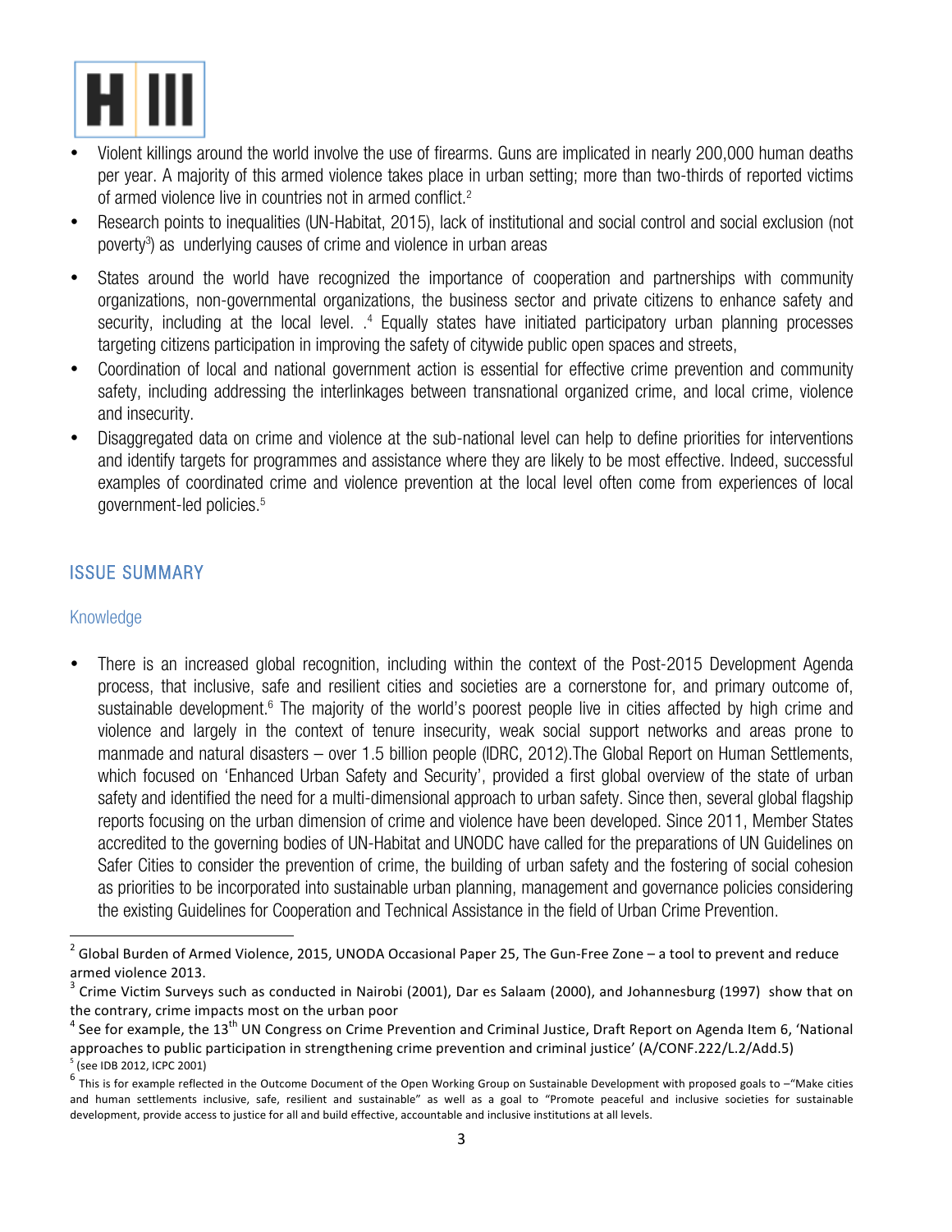- Violent killings around the world involve the use of firearms. Guns are implicated in nearly 200,000 human deaths per year. A majority of this armed violence takes place in urban setting; more than two-thirds of reported victims of armed violence live in countries not in armed conflict.[2]
- Research points to inequalities (UN-Habitat, 2015), lack of institutional and social control and social exclusion (not poverty[3]) as underlying causes of crime and violence in urban areas
- States around the world have recognized the importance of cooperation and partnerships with community organizations, non-governmental organizations, the business sector and private citizens to enhance safety and security, including at the local level. .[4] Equally states have initiated participatory urban planning processes targeting citizens participation in improving the safety of citywide public open spaces and streets,
- Coordination of local and national government action is essential for effective crime prevention and community safety, including addressing the interlinkages between transnational organized crime, and local crime, violence and insecurity.
- Disaggregated data on crime and violence at the sub-national level can help to define priorities for interventions and identify targets for programmes and assistance where they are likely to be most effective. Indeed, successful examples of coordinated crime and violence prevention at the local level often come from experiences of local government-led policies.[5]

## ISSUE SUMMARY

### Knowledge

- There is an increased global recognition, including within the context of the Post-2015 Development Agenda process, that inclusive, safe and resilient cities and societies are a cornerstone for, and primary outcome of, sustainable development.[6] The majority of the world's poorest people live in cities affected by high crime and violence and largely in the context of tenure insecurity, weak social support networks and areas prone to manmade and natural disasters – over 1.5 billion people (IDRC, 2012).The Global Report on Human Settlements, which focused on 'Enhanced Urban Safety and Security', provided a first global overview of the state of urban safety and identified the need for a multi-dimensional approach to urban safety. Since then, several global flagship reports focusing on the urban dimension of crime and violence have been developed. Since 2011, Member States accredited to the governing bodies of UN-Habitat and UNODC have called for the preparations of UN Guidelines on Safer Cities to consider the prevention of crime, the building of urban safety and the fostering of social cohesion as priorities to be incorporated into sustainable urban planning, management and governance policies considering the existing Guidelines for Cooperation and Technical Assistance in the field of Urban Crime Prevention.

---

[2] Global Burden of Armed Violence, 2015, UNODA Occasional Paper 25, The Gun-Free Zone – a tool to prevent and reduce armed violence 2013.

[3] Crime Victim Surveys such as conducted in Nairobi (2001), Dar es Salaam (2000), and Johannesburg (1997) show that on the contrary, crime impacts most on the urban poor

[4] See for example, the 13th UN Congress on Crime Prevention and Criminal Justice, Draft Report on Agenda Item 6, 'National approaches to public participation in strengthening crime prevention and criminal justice' (A/CONF.222/L.2/Add.5)

[5] (see IDB 2012, ICPC 2001)

[6] This is for example reflected in the Outcome Document of the Open Working Group on Sustainable Development with proposed goals to –"Make cities and human settlements inclusive, safe, resilient and sustainable" as well as a goal to "Promote peaceful and inclusive societies for sustainable development, provide access to justice for all and build effective, accountable and inclusive institutions at all levels.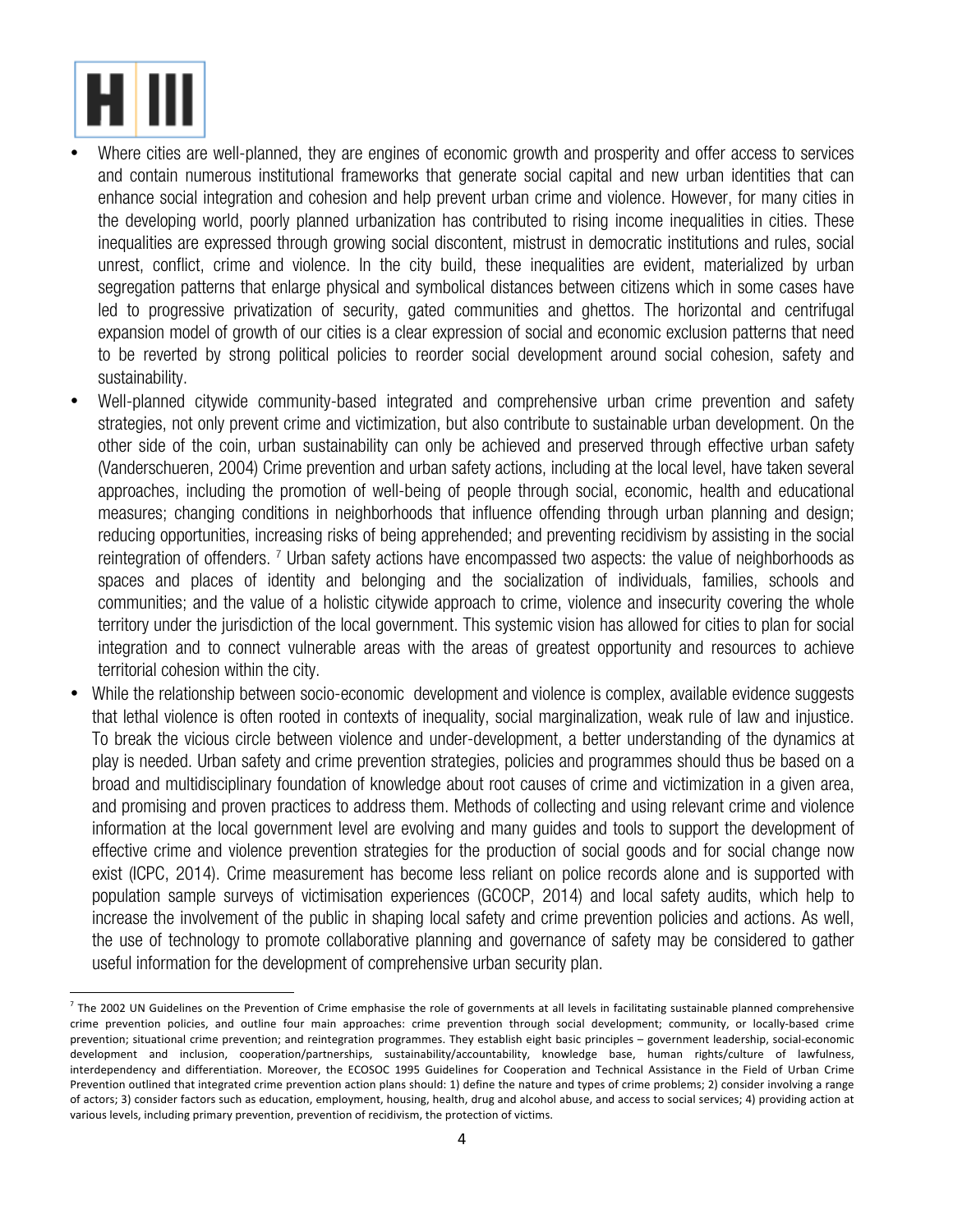- Where cities are well-planned, they are engines of economic growth and prosperity and offer access to services and contain numerous institutional frameworks that generate social capital and new urban identities that can enhance social integration and cohesion and help prevent urban crime and violence. However, for many cities in the developing world, poorly planned urbanization has contributed to rising income inequalities in cities. These inequalities are expressed through growing social discontent, mistrust in democratic institutions and rules, social unrest, conflict, crime and violence. In the city build, these inequalities are evident, materialized by urban segregation patterns that enlarge physical and symbolical distances between citizens which in some cases have led to progressive privatization of security, gated communities and ghettos. The horizontal and centrifugal expansion model of growth of our cities is a clear expression of social and economic exclusion patterns that need to be reverted by strong political policies to reorder social development around social cohesion, safety and sustainability.
- Well-planned citywide community-based integrated and comprehensive urban crime prevention and safety strategies, not only prevent crime and victimization, but also contribute to sustainable urban development. On the other side of the coin, urban sustainability can only be achieved and preserved through effective urban safety (Vanderschueren, 2004) Crime prevention and urban safety actions, including at the local level, have taken several approaches, including the promotion of well-being of people through social, economic, health and educational measures; changing conditions in neighborhoods that influence offending through urban planning and design; reducing opportunities, increasing risks of being apprehended; and preventing recidivism by assisting in the social reintegration of offenders. [7] Urban safety actions have encompassed two aspects: the value of neighborhoods as spaces and places of identity and belonging and the socialization of individuals, families, schools and communities; and the value of a holistic citywide approach to crime, violence and insecurity covering the whole territory under the jurisdiction of the local government. This systemic vision has allowed for cities to plan for social integration and to connect vulnerable areas with the areas of greatest opportunity and resources to achieve territorial cohesion within the city.
- While the relationship between socio-economic development and violence is complex, available evidence suggests that lethal violence is often rooted in contexts of inequality, social marginalization, weak rule of law and injustice. To break the vicious circle between violence and under-development, a better understanding of the dynamics at play is needed. Urban safety and crime prevention strategies, policies and programmes should thus be based on a broad and multidisciplinary foundation of knowledge about root causes of crime and victimization in a given area, and promising and proven practices to address them. Methods of collecting and using relevant crime and violence information at the local government level are evolving and many guides and tools to support the development of effective crime and violence prevention strategies for the production of social goods and for social change now exist (ICPC, 2014). Crime measurement has become less reliant on police records alone and is supported with population sample surveys of victimisation experiences (GCOCP, 2014) and local safety audits, which help to increase the involvement of the public in shaping local safety and crime prevention policies and actions. As well, the use of technology to promote collaborative planning and governance of safety may be considered to gather useful information for the development of comprehensive urban security plan.

[7] The 2002 UN Guidelines on the Prevention of Crime emphasise the role of governments at all levels in facilitating sustainable planned comprehensive crime prevention policies, and outline four main approaches: crime prevention through social development; community, or locally-based crime prevention; situational crime prevention; and reintegration programmes. They establish eight basic principles – government leadership, social-economic development and inclusion, cooperation/partnerships, sustainability/accountability, knowledge base, human rights/culture of lawfulness, interdependency and differentiation. Moreover, the ECOSOC 1995 Guidelines for Cooperation and Technical Assistance in the Field of Urban Crime Prevention outlined that integrated crime prevention action plans should: 1) define the nature and types of crime problems; 2) consider involving a range of actors; 3) consider factors such as education, employment, housing, health, drug and alcohol abuse, and access to social services; 4) providing action at various levels, including primary prevention, prevention of recidivism, the protection of victims.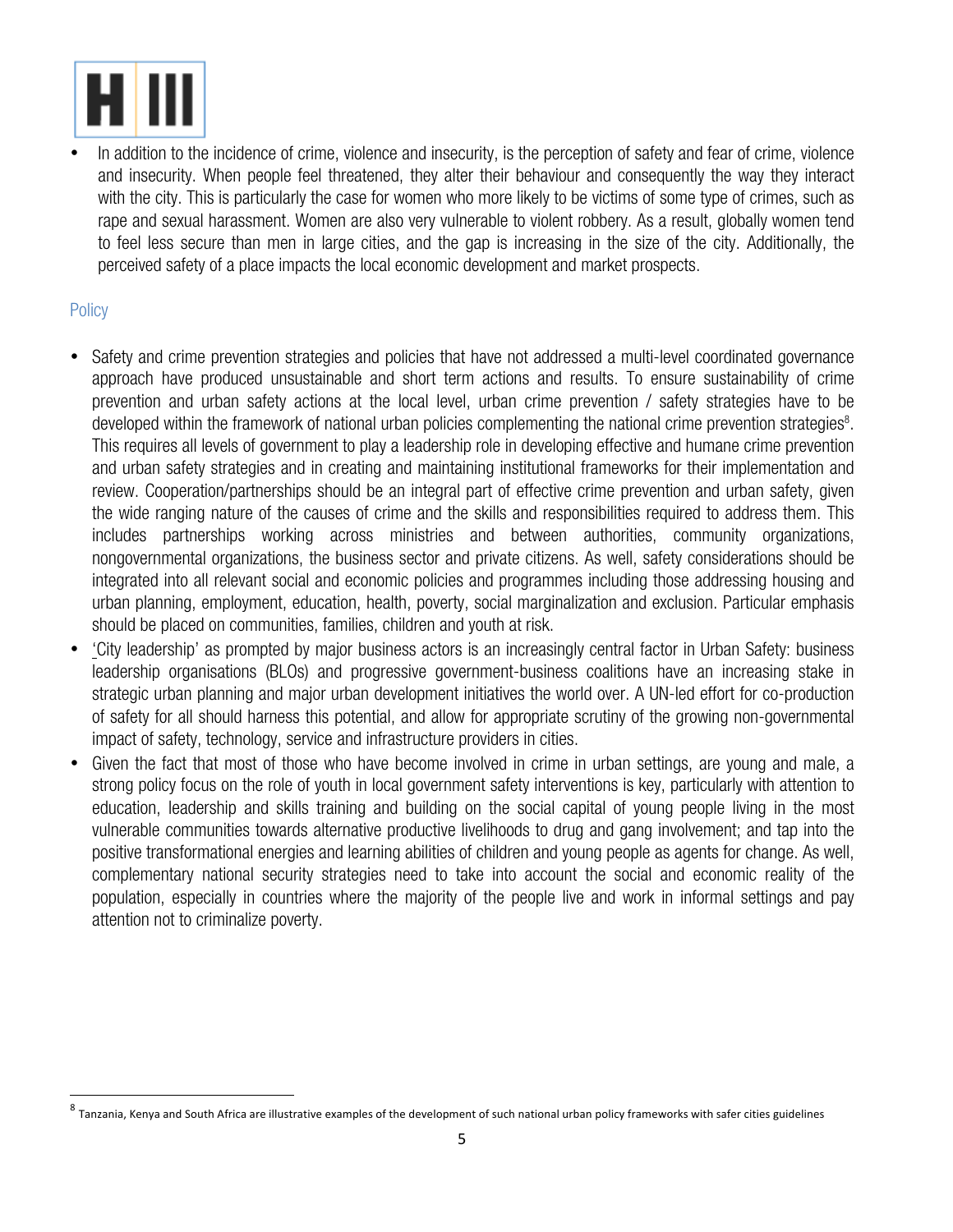- In addition to the incidence of crime, violence and insecurity, is the perception of safety and fear of crime, violence and insecurity. When people feel threatened, they alter their behaviour and consequently the way they interact with the city. This is particularly the case for women who more likely to be victims of some type of crimes, such as rape and sexual harassment. Women are also very vulnerable to violent robbery. As a result, globally women tend to feel less secure than men in large cities, and the gap is increasing in the size of the city. Additionally, the perceived safety of a place impacts the local economic development and market prospects.

## Policy

- Safety and crime prevention strategies and policies that have not addressed a multi-level coordinated governance approach have produced unsustainable and short term actions and results. To ensure sustainability of crime prevention and urban safety actions at the local level, urban crime prevention / safety strategies have to be developed within the framework of national urban policies complementing the national crime prevention strategies[8]. This requires all levels of government to play a leadership role in developing effective and humane crime prevention and urban safety strategies and in creating and maintaining institutional frameworks for their implementation and review. Cooperation/partnerships should be an integral part of effective crime prevention and urban safety, given the wide ranging nature of the causes of crime and the skills and responsibilities required to address them. This includes partnerships working across ministries and between authorities, community organizations, nongovernmental organizations, the business sector and private citizens. As well, safety considerations should be integrated into all relevant social and economic policies and programmes including those addressing housing and urban planning, employment, education, health, poverty, social marginalization and exclusion. Particular emphasis should be placed on communities, families, children and youth at risk.
- 'City leadership' as prompted by major business actors is an increasingly central factor in Urban Safety: business leadership organisations (BLOs) and progressive government-business coalitions have an increasing stake in strategic urban planning and major urban development initiatives the world over. A UN-led effort for co-production of safety for all should harness this potential, and allow for appropriate scrutiny of the growing non-governmental impact of safety, technology, service and infrastructure providers in cities.
- Given the fact that most of those who have become involved in crime in urban settings, are young and male, a strong policy focus on the role of youth in local government safety interventions is key, particularly with attention to education, leadership and skills training and building on the social capital of young people living in the most vulnerable communities towards alternative productive livelihoods to drug and gang involvement; and tap into the positive transformational energies and learning abilities of children and young people as agents for change. As well, complementary national security strategies need to take into account the social and economic reality of the population, especially in countries where the majority of the people live and work in informal settings and pay attention not to criminalize poverty.

[8] Tanzania, Kenya and South Africa are illustrative examples of the development of such national urban policy frameworks with safer cities guidelines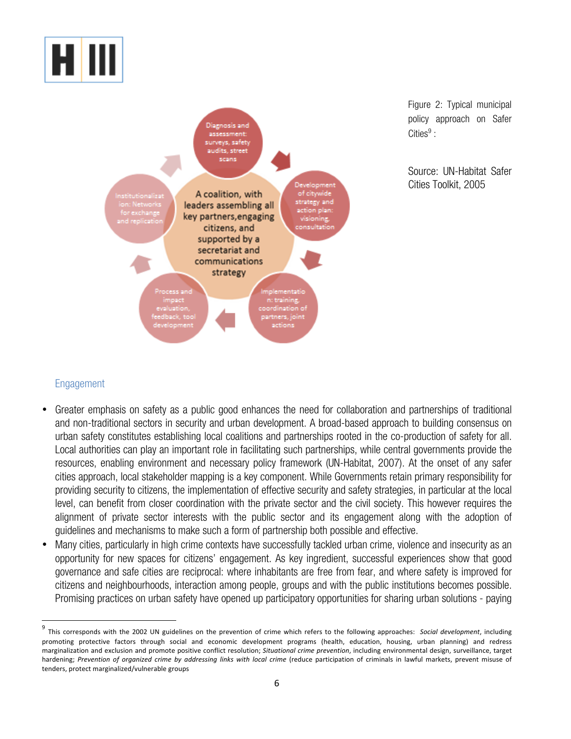A coalition, with leaders assembling all key partners, engaging citizens, and supported by a secretariat and communications strategy

Diagnosis and assessment: surveys, safety audits, street scans

Development of citywide strategy and action plan: visioning, consultation

Implementation: training, coordination of partners, joint actions

Process and impact evaluation, feedback, tool development

Institutionalization: Networks for exchange and replication

Figure 2: Typical municipal policy approach on Safer Cities[9] :

Source: UN-Habitat Safer Cities Toolkit, 2005

## Engagement

- Greater emphasis on safety as a public good enhances the need for collaboration and partnerships of traditional and non-traditional sectors in security and urban development. A broad-based approach to building consensus on urban safety constitutes establishing local coalitions and partnerships rooted in the co-production of safety for all. Local authorities can play an important role in facilitating such partnerships, while central governments provide the resources, enabling environment and necessary policy framework (UN-Habitat, 2007). At the onset of any safer cities approach, local stakeholder mapping is a key component. While Governments retain primary responsibility for providing security to citizens, the implementation of effective security and safety strategies, in particular at the local level, can benefit from closer coordination with the private sector and the civil society. This however requires the alignment of private sector interests with the public sector and its engagement along with the adoption of guidelines and mechanisms to make such a form of partnership both possible and effective.
- Many cities, particularly in high crime contexts have successfully tackled urban crime, violence and insecurity as an opportunity for new spaces for citizens' engagement. As key ingredient, successful experiences show that good governance and safe cities are reciprocal: where inhabitants are free from fear, and where safety is improved for citizens and neighbourhoods, interaction among people, groups and with the public institutions becomes possible. Promising practices on urban safety have opened up participatory opportunities for sharing urban solutions - paying

[9] This corresponds with the 2002 UN guidelines on the prevention of crime which refers to the following approaches: *Social development*, including promoting protective factors through social and economic development programs (health, education, housing, urban planning) and redress marginalization and exclusion and promote positive conflict resolution; *Situational crime prevention*, including environmental design, surveillance, target hardening; *Prevention of organized crime by addressing links with local crime* (reduce participation of criminals in lawful markets, prevent misuse of tenders, protect marginalized/vulnerable groups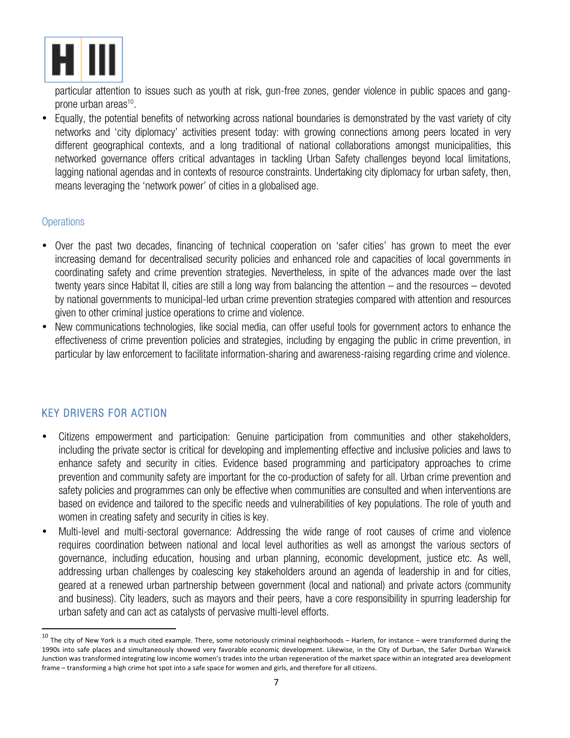particular attention to issues such as youth at risk, gun-free zones, gender violence in public spaces and gang-prone urban areas[10].

- Equally, the potential benefits of networking across national boundaries is demonstrated by the vast variety of city networks and 'city diplomacy' activities present today: with growing connections among peers located in very different geographical contexts, and a long traditional of national collaborations amongst municipalities, this networked governance offers critical advantages in tackling Urban Safety challenges beyond local limitations, lagging national agendas and in contexts of resource constraints. Undertaking city diplomacy for urban safety, then, means leveraging the 'network power' of cities in a globalised age.

### Operations

- Over the past two decades, financing of technical cooperation on 'safer cities' has grown to meet the ever increasing demand for decentralised security policies and enhanced role and capacities of local governments in coordinating safety and crime prevention strategies. Nevertheless, in spite of the advances made over the last twenty years since Habitat II, cities are still a long way from balancing the attention – and the resources – devoted by national governments to municipal-led urban crime prevention strategies compared with attention and resources given to other criminal justice operations to crime and violence.
- New communications technologies, like social media, can offer useful tools for government actors to enhance the effectiveness of crime prevention policies and strategies, including by engaging the public in crime prevention, in particular by law enforcement to facilitate information-sharing and awareness-raising regarding crime and violence.

## KEY DRIVERS FOR ACTION

- Citizens empowerment and participation: Genuine participation from communities and other stakeholders, including the private sector is critical for developing and implementing effective and inclusive policies and laws to enhance safety and security in cities. Evidence based programming and participatory approaches to crime prevention and community safety are important for the co-production of safety for all. Urban crime prevention and safety policies and programmes can only be effective when communities are consulted and when interventions are based on evidence and tailored to the specific needs and vulnerabilities of key populations. The role of youth and women in creating safety and security in cities is key.
- Multi-level and multi-sectoral governance: Addressing the wide range of root causes of crime and violence requires coordination between national and local level authorities as well as amongst the various sectors of governance, including education, housing and urban planning, economic development, justice etc. As well, addressing urban challenges by coalescing key stakeholders around an agenda of leadership in and for cities, geared at a renewed urban partnership between government (local and national) and private actors (community and business). City leaders, such as mayors and their peers, have a core responsibility in spurring leadership for urban safety and can act as catalysts of pervasive multi-level efforts.

[10] The city of New York is a much cited example. There, some notoriously criminal neighborhoods – Harlem, for instance – were transformed during the 1990s into safe places and simultaneously showed very favorable economic development. Likewise, in the City of Durban, the Safer Durban Warwick Junction was transformed integrating low income women's trades into the urban regeneration of the market space within an integrated area development frame – transforming a high crime hot spot into a safe space for women and girls, and therefore for all citizens.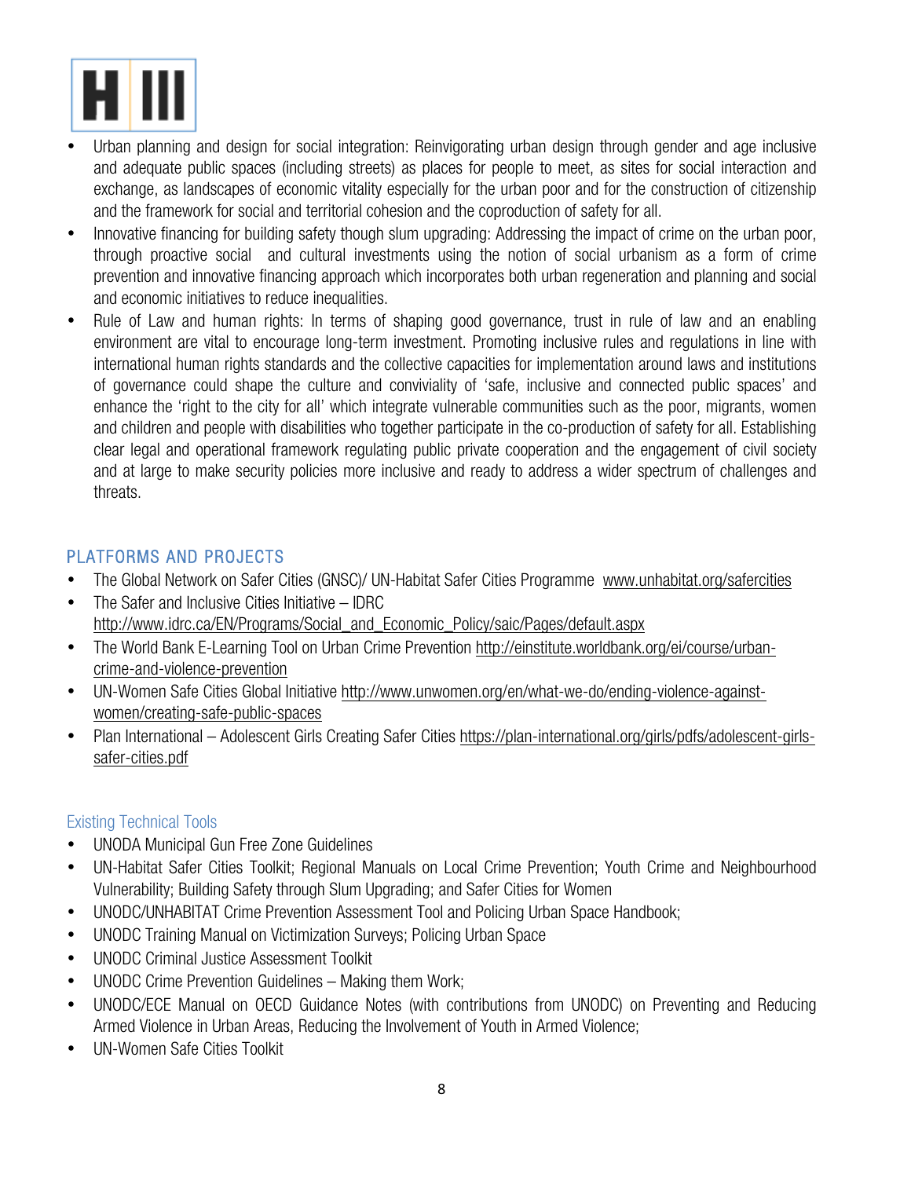- Urban planning and design for social integration: Reinvigorating urban design through gender and age inclusive and adequate public spaces (including streets) as places for people to meet, as sites for social interaction and exchange, as landscapes of economic vitality especially for the urban poor and for the construction of citizenship and the framework for social and territorial cohesion and the coproduction of safety for all.
- Innovative financing for building safety though slum upgrading: Addressing the impact of crime on the urban poor, through proactive social and cultural investments using the notion of social urbanism as a form of crime prevention and innovative financing approach which incorporates both urban regeneration and planning and social and economic initiatives to reduce inequalities.
- Rule of Law and human rights: In terms of shaping good governance, trust in rule of law and an enabling environment are vital to encourage long-term investment. Promoting inclusive rules and regulations in line with international human rights standards and the collective capacities for implementation around laws and institutions of governance could shape the culture and conviviality of 'safe, inclusive and connected public spaces' and enhance the 'right to the city for all' which integrate vulnerable communities such as the poor, migrants, women and children and people with disabilities who together participate in the co-production of safety for all. Establishing clear legal and operational framework regulating public private cooperation and the engagement of civil society and at large to make security policies more inclusive and ready to address a wider spectrum of challenges and threats.

## PLATFORMS AND PROJECTS

- The Global Network on Safer Cities (GNSC)/ UN-Habitat Safer Cities Programme www.unhabitat.org/safercities
- The Safer and Inclusive Cities Initiative – IDRC http://www.idrc.ca/EN/Programs/Social_and_Economic_Policy/saic/Pages/default.aspx
- The World Bank E-Learning Tool on Urban Crime Prevention http://einstitute.worldbank.org/ei/course/urban-crime-and-violence-prevention
- UN-Women Safe Cities Global Initiative http://www.unwomen.org/en/what-we-do/ending-violence-against-women/creating-safe-public-spaces
- Plan International – Adolescent Girls Creating Safer Cities https://plan-international.org/girls/pdfs/adolescent-girls-safer-cities.pdf

### Existing Technical Tools

- UNODA Municipal Gun Free Zone Guidelines
- UN-Habitat Safer Cities Toolkit; Regional Manuals on Local Crime Prevention; Youth Crime and Neighbourhood Vulnerability; Building Safety through Slum Upgrading; and Safer Cities for Women
- UNODC/UNHABITAT Crime Prevention Assessment Tool and Policing Urban Space Handbook;
- UNODC Training Manual on Victimization Surveys; Policing Urban Space
- UNODC Criminal Justice Assessment Toolkit
- UNODC Crime Prevention Guidelines – Making them Work;
- UNODC/ECE Manual on OECD Guidance Notes (with contributions from UNODC) on Preventing and Reducing Armed Violence in Urban Areas, Reducing the Involvement of Youth in Armed Violence;
- UN-Women Safe Cities Toolkit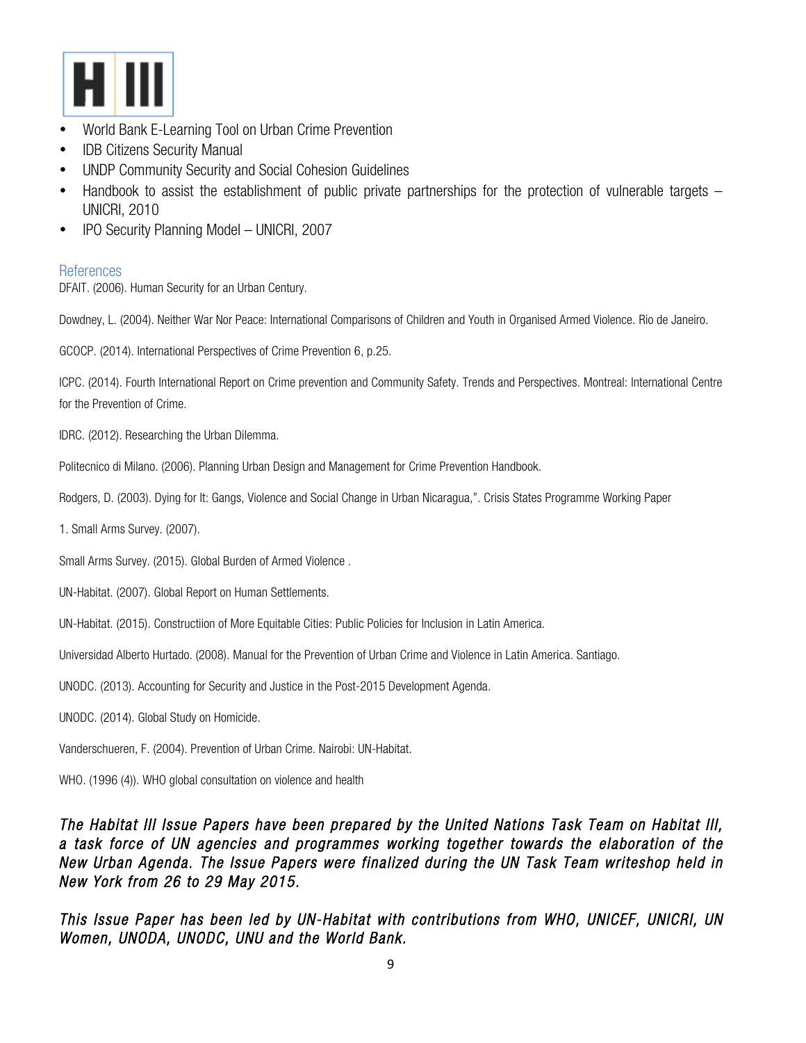- World Bank E-Learning Tool on Urban Crime Prevention
- IDB Citizens Security Manual
- UNDP Community Security and Social Cohesion Guidelines
- Handbook to assist the establishment of public private partnerships for the protection of vulnerable targets – UNICRI, 2010
- IPO Security Planning Model – UNICRI, 2007

## References

DFAIT. (2006). Human Security for an Urban Century.

Dowdney, L. (2004). Neither War Nor Peace: International Comparisons of Children and Youth in Organised Armed Violence. Rio de Janeiro.

GCOCP. (2014). International Perspectives of Crime Prevention 6, p.25.

ICPC. (2014). Fourth International Report on Crime prevention and Community Safety. Trends and Perspectives. Montreal: International Centre for the Prevention of Crime.

IDRC. (2012). Researching the Urban Dilemma.

Politecnico di Milano. (2006). Planning Urban Design and Management for Crime Prevention Handbook.

Rodgers, D. (2003). Dying for It: Gangs, Violence and Social Change in Urban Nicaragua,". Crisis States Programme Working Paper

1. Small Arms Survey. (2007).

Small Arms Survey. (2015). Global Burden of Armed Violence .

UN-Habitat. (2007). Global Report on Human Settlements.

UN-Habitat. (2015). Constructiion of More Equitable Cities: Public Policies for Inclusion in Latin America.

Universidad Alberto Hurtado. (2008). Manual for the Prevention of Urban Crime and Violence in Latin America. Santiago.

UNODC. (2013). Accounting for Security and Justice in the Post-2015 Development Agenda.

UNODC. (2014). Global Study on Homicide.

Vanderschueren, F. (2004). Prevention of Urban Crime. Nairobi: UN-Habitat.

WHO. (1996 (4)). WHO global consultation on violence and health

*The Habitat III Issue Papers have been prepared by the United Nations Task Team on Habitat III, a task force of UN agencies and programmes working together towards the elaboration of the New Urban Agenda. The Issue Papers were finalized during the UN Task Team writeshop held in New York from 26 to 29 May 2015.*

*This Issue Paper has been led by UN-Habitat with contributions from WHO, UNICEF, UNICRI, UN Women, UNODA, UNODC, UNU and the World Bank.*